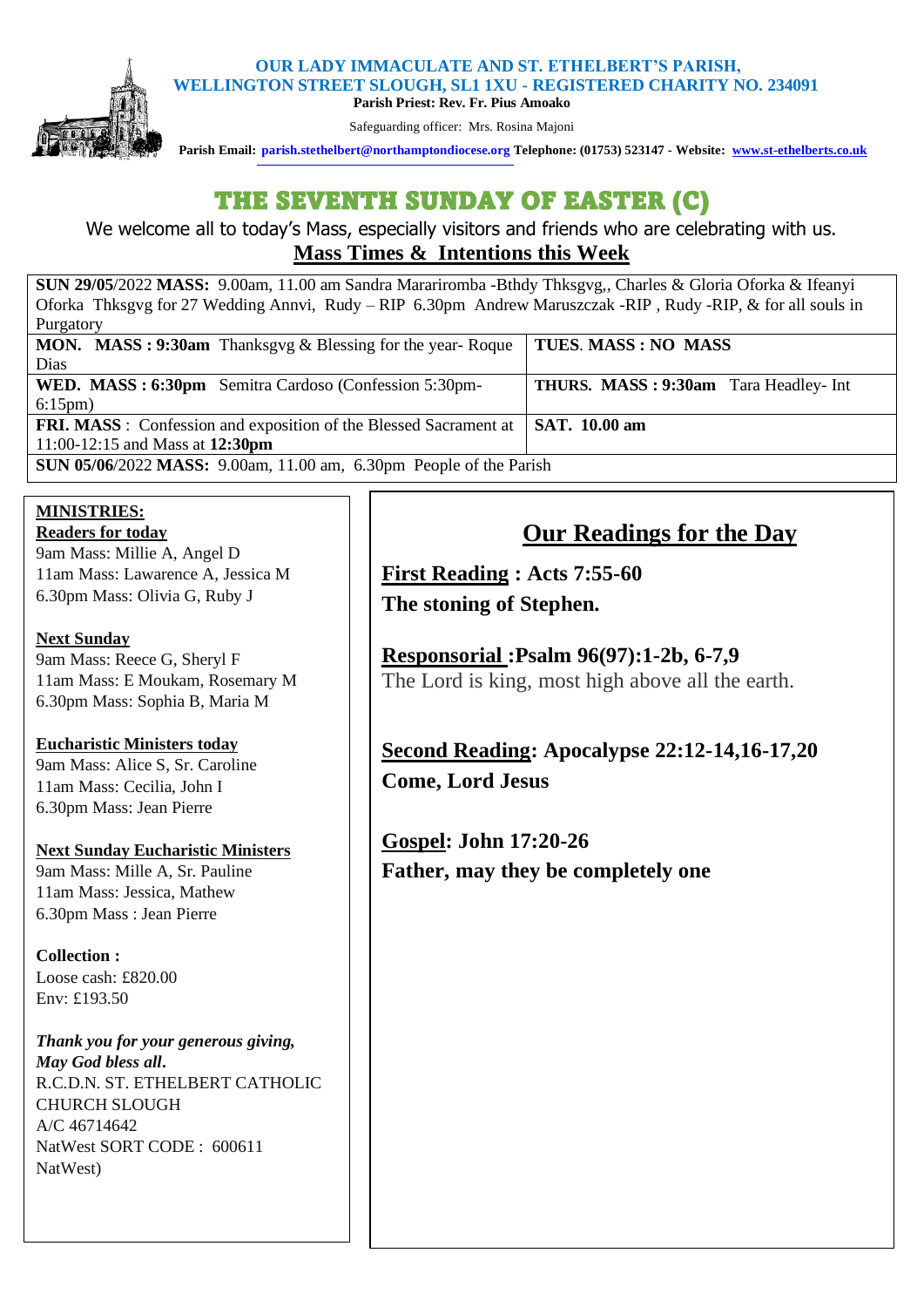**OUR LADY IMMACULATE AND ST. ETHELBERT'S PARISH,**
**WELLINGTON STREET SLOUGH, SL1 1XU - REGISTERED CHARITY NO. 234091**
**Parish Priest: Rev. Fr. Pius Amoako**

Safeguarding officer: Mrs. Rosina Majoni

**Parish Email: parish.stethelbert@northamptondiocese.org Telephone: (01753) 523147 - Website: www.st-ethelberts.co.uk**

# THE SEVENTH SUNDAY OF EASTER (C)

We welcome all to today's Mass, especially visitors and friends who are celebrating with us.

## Mass Times & Intentions this Week

| | |
|---|---|
| **SUN 29/05**/2022 **MASS:** 9.00am, 11.00 am Sandra Mararirombа -Bthdy Thksgvg,, Charles & Gloria Oforka & Ifeanyi Oforka Thksgvg for 27 Wedding Annvi, Rudy – RIP 6.30pm Andrew Maruszczak -RIP , Rudy -RIP, & for all souls in Purgatory | |
| **MON. MASS : 9:30am** Thanksgvg & Blessing for the year- Roque Dias | **TUES. MASS : NO MASS** |
| **WED. MASS : 6:30pm** Semitra Cardoso (Confession 5:30pm-6:15pm) | **THURS. MASS : 9:30am** Tara Headley- Int |
| **FRI. MASS** : Confession and exposition of the Blessed Sacrament at 11:00-12:15 and Mass at **12:30pm** | **SAT. 10.00 am** |
| **SUN 05/06**/2022 **MASS:** 9.00am, 11.00 am, 6.30pm People of the Parish | |

**MINISTRIES:**

**Readers for today**
9am Mass: Millie A, Angel D
11am Mass: Lawarence A, Jessica M
6.30pm Mass: Olivia G, Ruby J

**Next Sunday**
9am Mass: Reece G, Sheryl F
11am Mass: E Moukam, Rosemary M
6.30pm Mass: Sophia B, Maria M

**Eucharistic Ministers today**
9am Mass: Alice S, Sr. Caroline
11am Mass: Cecilia, John I
6.30pm Mass: Jean Pierre

**Next Sunday Eucharistic Ministers**
9am Mass: Mille A, Sr. Pauline
11am Mass: Jessica, Mathew
6.30pm Mass : Jean Pierre

**Collection :**
Loose cash: £820.00
Env: £193.50

***Thank you for your generous giving, May God bless all.***
R.C.D.N. ST. ETHELBERT CATHOLIC CHURCH SLOUGH
A/C 46714642
NatWest SORT CODE : 600611
NatWest)

## Our Readings for the Day

**First Reading : Acts 7:55-60**
**The stoning of Stephen.**

**Responsorial :Psalm 96(97):1-2b, 6-7,9**
The Lord is king, most high above all the earth.

**Second Reading: Apocalypse 22:12-14,16-17,20**
**Come, Lord Jesus**

**Gospel: John 17:20-26**
**Father, may they be completely one**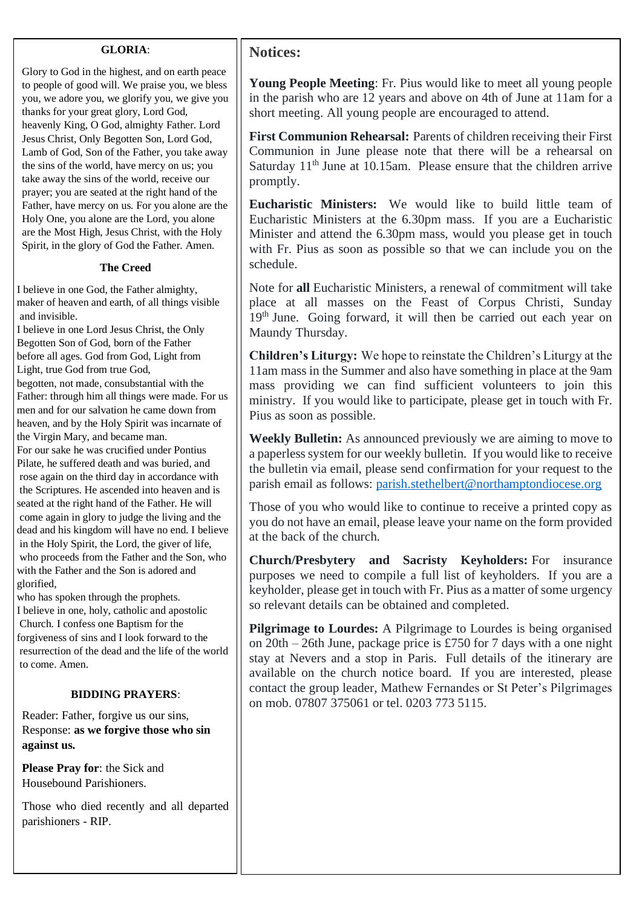**GLORIA**:

Glory to God in the highest, and on earth peace to people of good will. We praise you, we bless you, we adore you, we glorify you, we give you thanks for your great glory, Lord God, heavenly King, O God, almighty Father. Lord Jesus Christ, Only Begotten Son, Lord God, Lamb of God, Son of the Father, you take away the sins of the world, have mercy on us; you take away the sins of the world, receive our prayer; you are seated at the right hand of the Father, have mercy on us. For you alone are the Holy One, you alone are the Lord, you alone are the Most High, Jesus Christ, with the Holy Spirit, in the glory of God the Father. Amen.

**The Creed**

I believe in one God, the Father almighty, maker of heaven and earth, of all things visible and invisible.
I believe in one Lord Jesus Christ, the Only Begotten Son of God, born of the Father before all ages. God from God, Light from Light, true God from true God, begotten, not made, consubstantial with the Father: through him all things were made. For us men and for our salvation he came down from heaven, and by the Holy Spirit was incarnate of the Virgin Mary, and became man.
For our sake he was crucified under Pontius Pilate, he suffered death and was buried, and rose again on the third day in accordance with the Scriptures. He ascended into heaven and is seated at the right hand of the Father. He will come again in glory to judge the living and the dead and his kingdom will have no end. I believe in the Holy Spirit, the Lord, the giver of life, who proceeds from the Father and the Son, who with the Father and the Son is adored and glorified,
who has spoken through the prophets.
I believe in one, holy, catholic and apostolic Church. I confess one Baptism for the forgiveness of sins and I look forward to the resurrection of the dead and the life of the world to come. Amen.

**BIDDING PRAYERS**:

Reader: Father, forgive us our sins,
Response: **as we forgive those who sin against us.**

**Please Pray for**: the Sick and Housebound Parishioners.

Those who died recently and all departed parishioners - RIP.

## Notices:

**Young People Meeting**: Fr. Pius would like to meet all young people in the parish who are 12 years and above on 4th of June at 11am for a short meeting. All young people are encouraged to attend.

**First Communion Rehearsal:** Parents of children receiving their First Communion in June please note that there will be a rehearsal on Saturday 11th June at 10.15am. Please ensure that the children arrive promptly.

**Eucharistic Ministers:** We would like to build little team of Eucharistic Ministers at the 6.30pm mass. If you are a Eucharistic Minister and attend the 6.30pm mass, would you please get in touch with Fr. Pius as soon as possible so that we can include you on the schedule.

Note for **all** Eucharistic Ministers, a renewal of commitment will take place at all masses on the Feast of Corpus Christi, Sunday 19th June. Going forward, it will then be carried out each year on Maundy Thursday.

**Children's Liturgy:** We hope to reinstate the Children's Liturgy at the 11am mass in the Summer and also have something in place at the 9am mass providing we can find sufficient volunteers to join this ministry. If you would like to participate, please get in touch with Fr. Pius as soon as possible.

**Weekly Bulletin:** As announced previously we are aiming to move to a paperless system for our weekly bulletin. If you would like to receive the bulletin via email, please send confirmation for your request to the parish email as follows: parish.stethelbert@northamptondiocese.org

Those of you who would like to continue to receive a printed copy as you do not have an email, please leave your name on the form provided at the back of the church.

**Church/Presbytery and Sacristy Keyholders:** For insurance purposes we need to compile a full list of keyholders. If you are a keyholder, please get in touch with Fr. Pius as a matter of some urgency so relevant details can be obtained and completed.

**Pilgrimage to Lourdes:** A Pilgrimage to Lourdes is being organised on 20th – 26th June, package price is £750 for 7 days with a one night stay at Nevers and a stop in Paris. Full details of the itinerary are available on the church notice board. If you are interested, please contact the group leader, Mathew Fernandes or St Peter's Pilgrimages on mob. 07807 375061 or tel. 0203 773 5115.